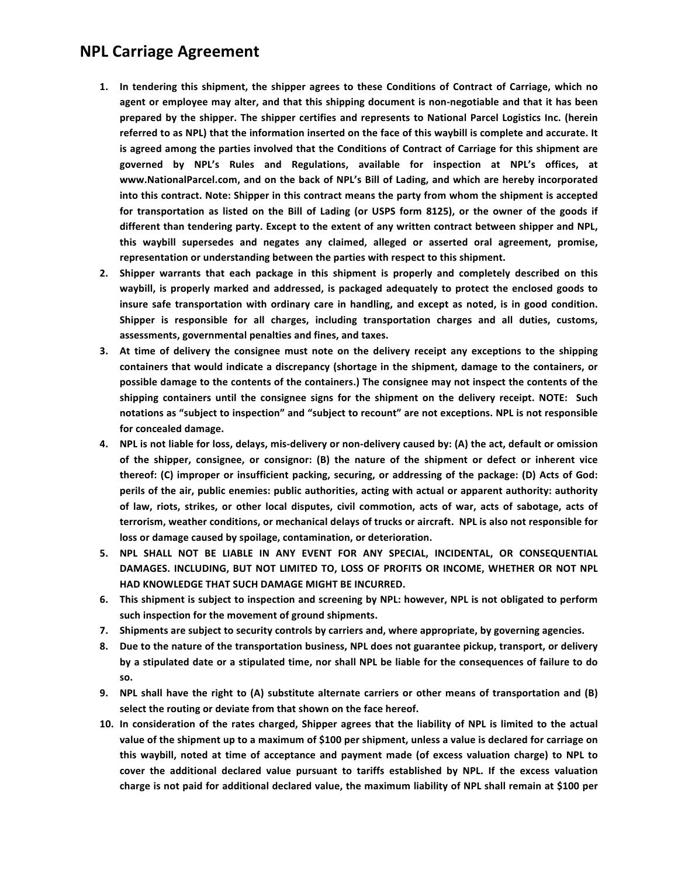# NPL Carriage Agreement

1. **In tendering this shipment, the shipper agrees to these Conditions of Contract of Carriage, which no agent or employee may alter, and that this shipping document is non-negotiable and that it has been prepared by the shipper. The shipper certifies and represents to National Parcel Logistics Inc. (herein referred to as NPL) that the information inserted on the face of this waybill is complete and accurate. It is agreed among the parties involved that the Conditions of Contract of Carriage for this shipment are governed by NPL's Rules and Regulations, available for inspection at NPL's offices, at www.NationalParcel.com, and on the back of NPL's Bill of Lading, and which are hereby incorporated into this contract. Note: Shipper in this contract means the party from whom the shipment is accepted for transportation as listed on the Bill of Lading (or USPS form 8125), or the owner of the goods if different than tendering party. Except to the extent of any written contract between shipper and NPL, this waybill supersedes and negates any claimed, alleged or asserted oral agreement, promise, representation or understanding between the parties with respect to this shipment.**
2. **Shipper warrants that each package in this shipment is properly and completely described on this waybill, is properly marked and addressed, is packaged adequately to protect the enclosed goods to insure safe transportation with ordinary care in handling, and except as noted, is in good condition. Shipper is responsible for all charges, including transportation charges and all duties, customs, assessments, governmental penalties and fines, and taxes.**
3. **At time of delivery the consignee must note on the delivery receipt any exceptions to the shipping containers that would indicate a discrepancy (shortage in the shipment, damage to the containers, or possible damage to the contents of the containers.) The consignee may not inspect the contents of the shipping containers until the consignee signs for the shipment on the delivery receipt. NOTE: Such notations as "subject to inspection" and "subject to recount" are not exceptions. NPL is not responsible for concealed damage.**
4. **NPL is not liable for loss, delays, mis-delivery or non-delivery caused by: (A) the act, default or omission of the shipper, consignee, or consignor: (B) the nature of the shipment or defect or inherent vice thereof: (C) improper or insufficient packing, securing, or addressing of the package: (D) Acts of God: perils of the air, public enemies: public authorities, acting with actual or apparent authority: authority of law, riots, strikes, or other local disputes, civil commotion, acts of war, acts of sabotage, acts of terrorism, weather conditions, or mechanical delays of trucks or aircraft. NPL is also not responsible for loss or damage caused by spoilage, contamination, or deterioration.**
5. **NPL SHALL NOT BE LIABLE IN ANY EVENT FOR ANY SPECIAL, INCIDENTAL, OR CONSEQUENTIAL DAMAGES. INCLUDING, BUT NOT LIMITED TO, LOSS OF PROFITS OR INCOME, WHETHER OR NOT NPL HAD KNOWLEDGE THAT SUCH DAMAGE MIGHT BE INCURRED.**
6. **This shipment is subject to inspection and screening by NPL: however, NPL is not obligated to perform such inspection for the movement of ground shipments.**
7. **Shipments are subject to security controls by carriers and, where appropriate, by governing agencies.**
8. **Due to the nature of the transportation business, NPL does not guarantee pickup, transport, or delivery by a stipulated date or a stipulated time, nor shall NPL be liable for the consequences of failure to do so.**
9. **NPL shall have the right to (A) substitute alternate carriers or other means of transportation and (B) select the routing or deviate from that shown on the face hereof.**
10. **In consideration of the rates charged, Shipper agrees that the liability of NPL is limited to the actual value of the shipment up to a maximum of $100 per shipment, unless a value is declared for carriage on this waybill, noted at time of acceptance and payment made (of excess valuation charge) to NPL to cover the additional declared value pursuant to tariffs established by NPL. If the excess valuation charge is not paid for additional declared value, the maximum liability of NPL shall remain at $100 per**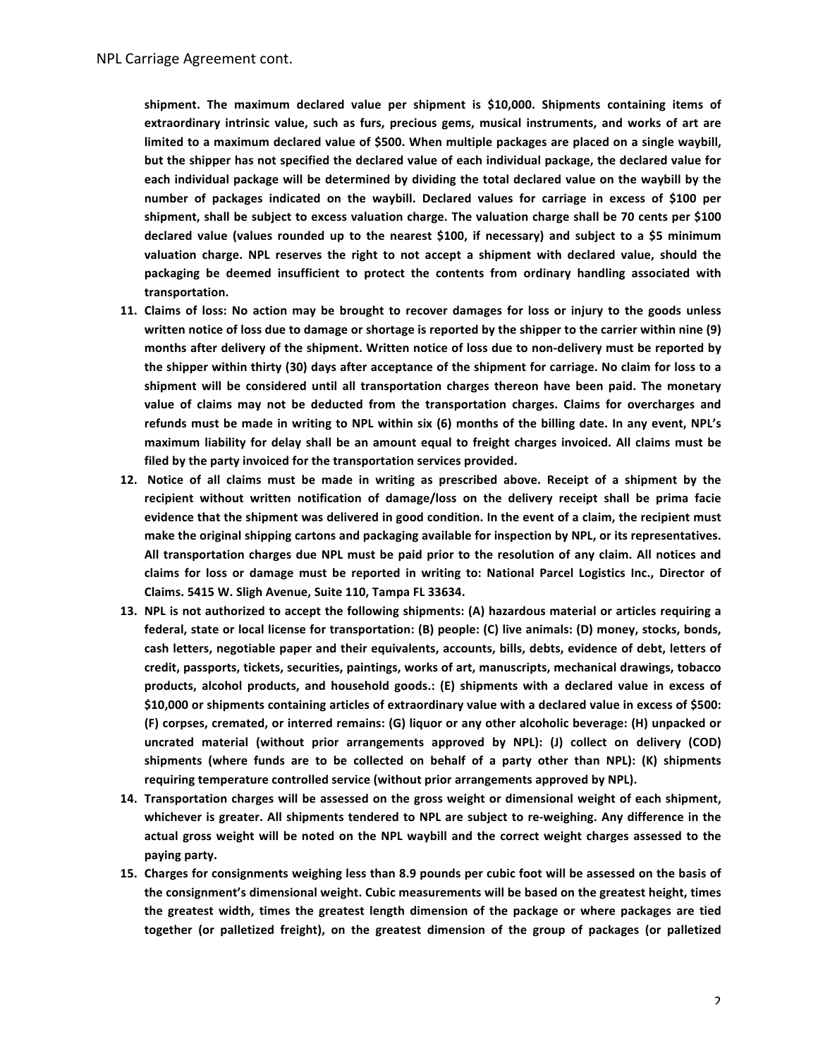**shipment. The maximum declared value per shipment is $10,000. Shipments containing items of extraordinary intrinsic value, such as furs, precious gems, musical instruments, and works of art are limited to a maximum declared value of $500. When multiple packages are placed on a single waybill, but the shipper has not specified the declared value of each individual package, the declared value for each individual package will be determined by dividing the total declared value on the waybill by the number of packages indicated on the waybill. Declared values for carriage in excess of $100 per shipment, shall be subject to excess valuation charge. The valuation charge shall be 70 cents per $100 declared value (values rounded up to the nearest $100, if necessary) and subject to a $5 minimum valuation charge. NPL reserves the right to not accept a shipment with declared value, should the packaging be deemed insufficient to protect the contents from ordinary handling associated with transportation.**

11. **Claims of loss: No action may be brought to recover damages for loss or injury to the goods unless written notice of loss due to damage or shortage is reported by the shipper to the carrier within nine (9) months after delivery of the shipment. Written notice of loss due to non-delivery must be reported by the shipper within thirty (30) days after acceptance of the shipment for carriage. No claim for loss to a shipment will be considered until all transportation charges thereon have been paid. The monetary value of claims may not be deducted from the transportation charges. Claims for overcharges and refunds must be made in writing to NPL within six (6) months of the billing date. In any event, NPL's maximum liability for delay shall be an amount equal to freight charges invoiced. All claims must be filed by the party invoiced for the transportation services provided.**
12. **Notice of all claims must be made in writing as prescribed above. Receipt of a shipment by the recipient without written notification of damage/loss on the delivery receipt shall be prima facie evidence that the shipment was delivered in good condition. In the event of a claim, the recipient must make the original shipping cartons and packaging available for inspection by NPL, or its representatives. All transportation charges due NPL must be paid prior to the resolution of any claim. All notices and claims for loss or damage must be reported in writing to: National Parcel Logistics Inc., Director of Claims. 5415 W. Sligh Avenue, Suite 110, Tampa FL 33634.**
13. **NPL is not authorized to accept the following shipments: (A) hazardous material or articles requiring a federal, state or local license for transportation: (B) people: (C) live animals: (D) money, stocks, bonds, cash letters, negotiable paper and their equivalents, accounts, bills, debts, evidence of debt, letters of credit, passports, tickets, securities, paintings, works of art, manuscripts, mechanical drawings, tobacco products, alcohol products, and household goods.: (E) shipments with a declared value in excess of $10,000 or shipments containing articles of extraordinary value with a declared value in excess of $500: (F) corpses, cremated, or interred remains: (G) liquor or any other alcoholic beverage: (H) unpacked or uncrated material (without prior arrangements approved by NPL): (J) collect on delivery (COD) shipments (where funds are to be collected on behalf of a party other than NPL): (K) shipments requiring temperature controlled service (without prior arrangements approved by NPL).**
14. **Transportation charges will be assessed on the gross weight or dimensional weight of each shipment, whichever is greater. All shipments tendered to NPL are subject to re-weighing. Any difference in the actual gross weight will be noted on the NPL waybill and the correct weight charges assessed to the paying party.**
15. **Charges for consignments weighing less than 8.9 pounds per cubic foot will be assessed on the basis of the consignment's dimensional weight. Cubic measurements will be based on the greatest height, times the greatest width, times the greatest length dimension of the package or where packages are tied together (or palletized freight), on the greatest dimension of the group of packages (or palletized**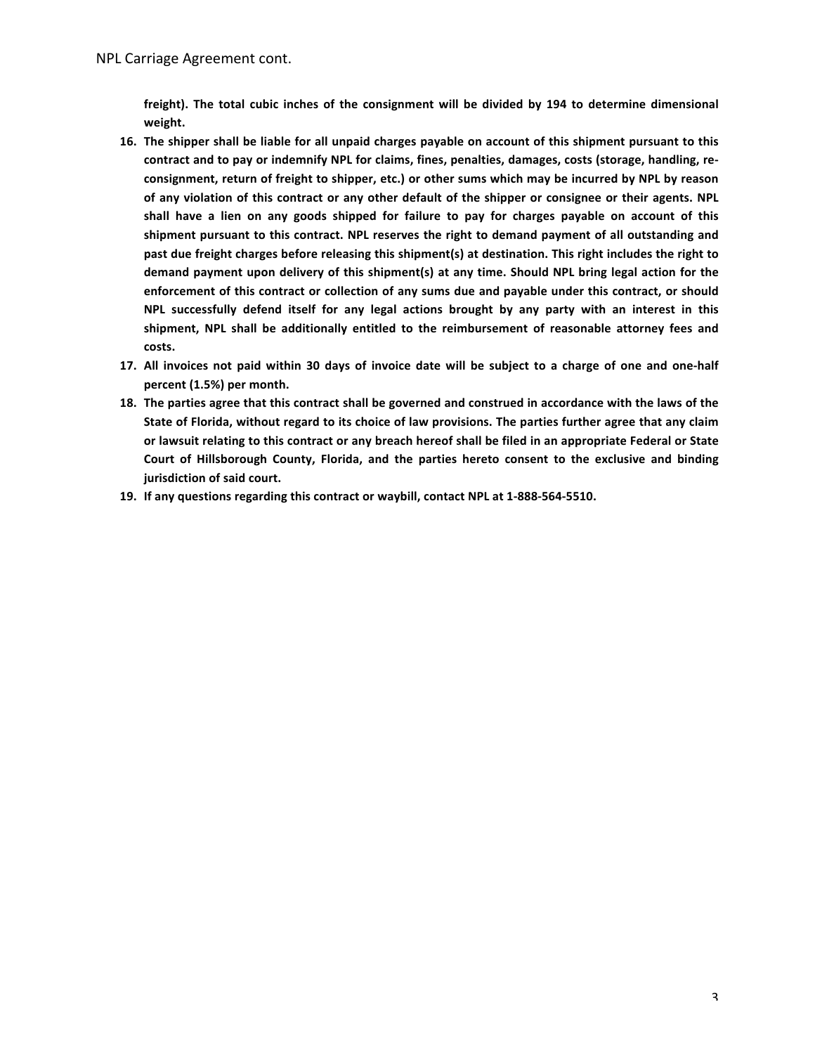**freight). The total cubic inches of the consignment will be divided by 194 to determine dimensional weight.**

16. **The shipper shall be liable for all unpaid charges payable on account of this shipment pursuant to this contract and to pay or indemnify NPL for claims, fines, penalties, damages, costs (storage, handling, re-consignment, return of freight to shipper, etc.) or other sums which may be incurred by NPL by reason of any violation of this contract or any other default of the shipper or consignee or their agents. NPL shall have a lien on any goods shipped for failure to pay for charges payable on account of this shipment pursuant to this contract. NPL reserves the right to demand payment of all outstanding and past due freight charges before releasing this shipment(s) at destination. This right includes the right to demand payment upon delivery of this shipment(s) at any time. Should NPL bring legal action for the enforcement of this contract or collection of any sums due and payable under this contract, or should NPL successfully defend itself for any legal actions brought by any party with an interest in this shipment, NPL shall be additionally entitled to the reimbursement of reasonable attorney fees and costs.**
17. **All invoices not paid within 30 days of invoice date will be subject to a charge of one and one-half percent (1.5%) per month.**
18. **The parties agree that this contract shall be governed and construed in accordance with the laws of the State of Florida, without regard to its choice of law provisions. The parties further agree that any claim or lawsuit relating to this contract or any breach hereof shall be filed in an appropriate Federal or State Court of Hillsborough County, Florida, and the parties hereto consent to the exclusive and binding jurisdiction of said court.**
19. **If any questions regarding this contract or waybill, contact NPL at 1-888-564-5510.**